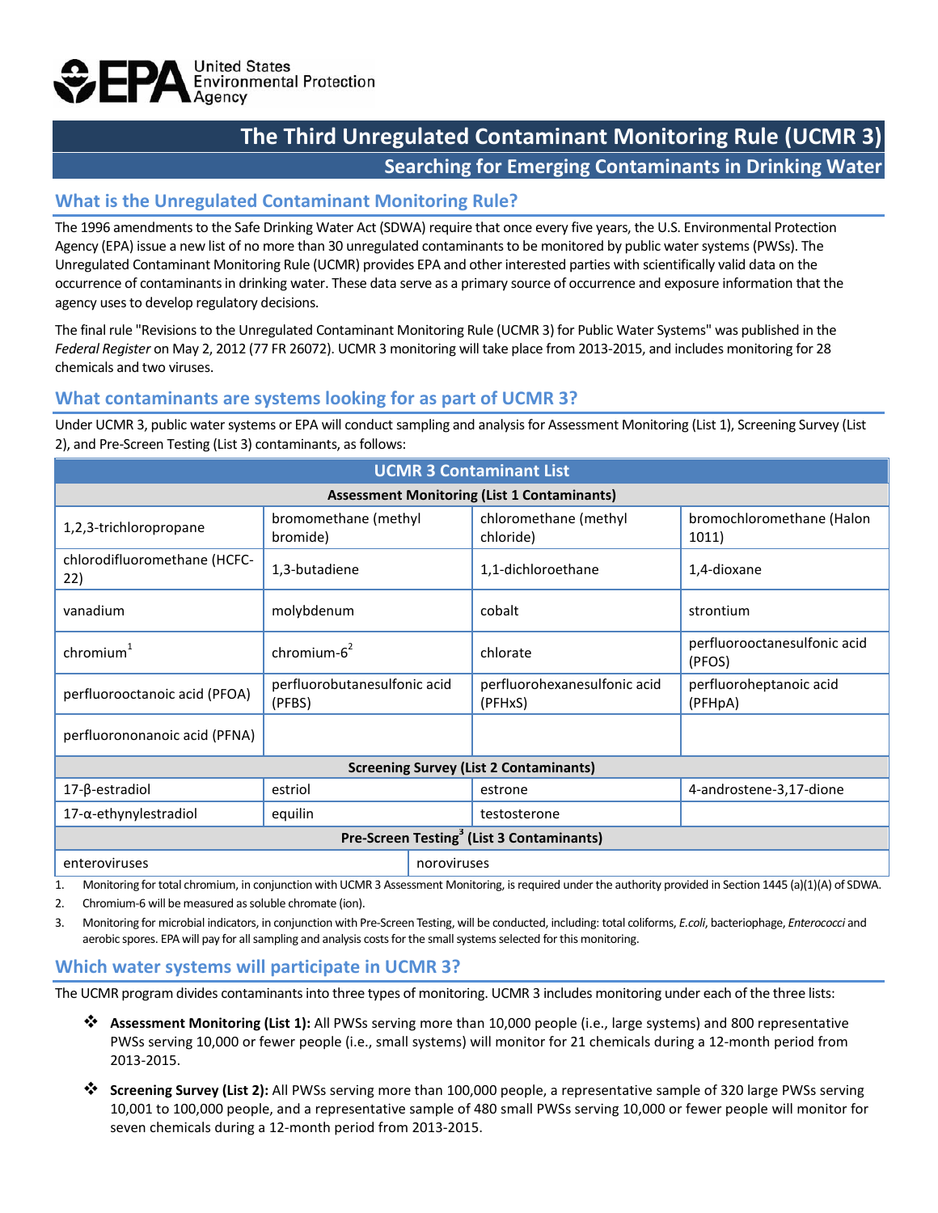# The Third Unregulated Contaminant Monitoring Rule (UCMR 3)

## Searching for Emerging Contaminants in Drinking Water

### What is the Unregulated Contaminant Monitoring Rule?

The 1996 amendments to the Safe Drinking Water Act (SDWA) require that once every five years, the U.S. Environmental Protection Agency (EPA) issue a new list of no more than 30 unregulated contaminants to be monitored by public water systems (PWSs). The Unregulated Contaminant Monitoring Rule (UCMR) provides EPA and other interested parties with scientifically valid data on the occurrence of contaminants in drinking water. These data serve as a primary source of occurrence and exposure information that the agency uses to develop regulatory decisions.

The final rule "Revisions to the Unregulated Contaminant Monitoring Rule (UCMR 3) for Public Water Systems" was published in the *Federal Register* on May 2, 2012 (77 FR 26072). UCMR 3 monitoring will take place from 2013-2015, and includes monitoring for 28 chemicals and two viruses.

### What contaminants are systems looking for as part of UCMR 3?

Under UCMR 3, public water systems or EPA will conduct sampling and analysis for Assessment Monitoring (List 1), Screening Survey (List 2), and Pre-Screen Testing (List 3) contaminants, as follows:

| UCMR 3 Contaminant List | | | |
|---|---|---|---|
| **Assessment Monitoring (List 1 Contaminants)** | | | |
| 1,2,3-trichloropropane | bromomethane (methyl bromide) | chloromethane (methyl chloride) | bromochloromethane (Halon 1011) |
| chlorodifluoromethane (HCFC-22) | 1,3-butadiene | 1,1-dichloroethane | 1,4-dioxane |
| vanadium | molybdenum | cobalt | strontium |
| chromium[1] | chromium-6[2] | chlorate | perfluorooctanesulfonic acid (PFOS) |
| perfluorooctanoic acid (PFOA) | perfluorobutanesulfonic acid (PFBS) | perfluorohexanesulfonic acid (PFHxS) | perfluoroheptanoic acid (PFHpA) |
| perfluorononanoic acid (PFNA) | | | |
| **Screening Survey (List 2 Contaminants)** | | | |
| 17-β-estradiol | estriol | estrone | 4-androstene-3,17-dione |
| 17-α-ethynylestradiol | equilin | testosterone | |
| **Pre-Screen Testing[3] (List 3 Contaminants)** | | | |
| enteroviruses | | noroviruses | |

1. Monitoring for total chromium, in conjunction with UCMR 3 Assessment Monitoring, is required under the authority provided in Section 1445 (a)(1)(A) of SDWA.
2. Chromium-6 will be measured as soluble chromate (ion).
3. Monitoring for microbial indicators, in conjunction with Pre-Screen Testing, will be conducted, including: total coliforms, *E.coli*, bacteriophage, *Enterococci* and aerobic spores. EPA will pay for all sampling and analysis costs for the small systems selected for this monitoring.

### Which water systems will participate in UCMR 3?

The UCMR program divides contaminants into three types of monitoring. UCMR 3 includes monitoring under each of the three lists:

- **Assessment Monitoring (List 1):** All PWSs serving more than 10,000 people (i.e., large systems) and 800 representative PWSs serving 10,000 or fewer people (i.e., small systems) will monitor for 21 chemicals during a 12-month period from 2013-2015.
- **Screening Survey (List 2):** All PWSs serving more than 100,000 people, a representative sample of 320 large PWSs serving 10,001 to 100,000 people, and a representative sample of 480 small PWSs serving 10,000 or fewer people will monitor for seven chemicals during a 12-month period from 2013-2015.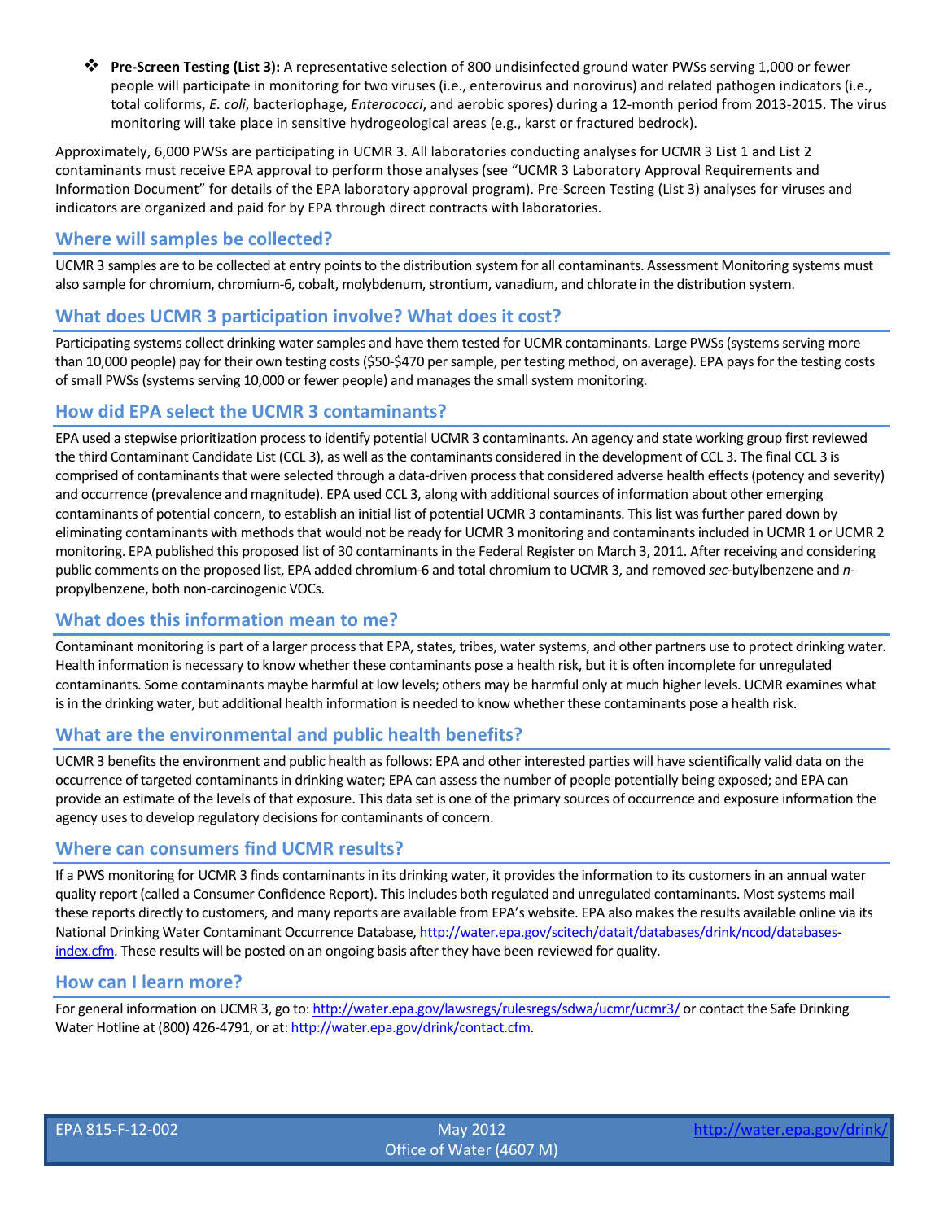- **Pre-Screen Testing (List 3):** A representative selection of 800 undisinfected ground water PWSs serving 1,000 or fewer people will participate in monitoring for two viruses (i.e., enterovirus and norovirus) and related pathogen indicators (i.e., total coliforms, *E. coli*, bacteriophage, *Enterococci*, and aerobic spores) during a 12-month period from 2013-2015. The virus monitoring will take place in sensitive hydrogeological areas (e.g., karst or fractured bedrock).

Approximately, 6,000 PWSs are participating in UCMR 3. All laboratories conducting analyses for UCMR 3 List 1 and List 2 contaminants must receive EPA approval to perform those analyses (see "UCMR 3 Laboratory Approval Requirements and Information Document" for details of the EPA laboratory approval program). Pre-Screen Testing (List 3) analyses for viruses and indicators are organized and paid for by EPA through direct contracts with laboratories.

## Where will samples be collected?

UCMR 3 samples are to be collected at entry points to the distribution system for all contaminants. Assessment Monitoring systems must also sample for chromium, chromium-6, cobalt, molybdenum, strontium, vanadium, and chlorate in the distribution system.

## What does UCMR 3 participation involve? What does it cost?

Participating systems collect drinking water samples and have them tested for UCMR contaminants. Large PWSs (systems serving more than 10,000 people) pay for their own testing costs ($50-$470 per sample, per testing method, on average). EPA pays for the testing costs of small PWSs (systems serving 10,000 or fewer people) and manages the small system monitoring.

## How did EPA select the UCMR 3 contaminants?

EPA used a stepwise prioritization process to identify potential UCMR 3 contaminants. An agency and state working group first reviewed the third Contaminant Candidate List (CCL 3), as well as the contaminants considered in the development of CCL 3. The final CCL 3 is comprised of contaminants that were selected through a data-driven process that considered adverse health effects (potency and severity) and occurrence (prevalence and magnitude). EPA used CCL 3, along with additional sources of information about other emerging contaminants of potential concern, to establish an initial list of potential UCMR 3 contaminants. This list was further pared down by eliminating contaminants with methods that would not be ready for UCMR 3 monitoring and contaminants included in UCMR 1 or UCMR 2 monitoring. EPA published this proposed list of 30 contaminants in the Federal Register on March 3, 2011. After receiving and considering public comments on the proposed list, EPA added chromium-6 and total chromium to UCMR 3, and removed *sec*-butylbenzene and *n*-propylbenzene, both non-carcinogenic VOCs.

## What does this information mean to me?

Contaminant monitoring is part of a larger process that EPA, states, tribes, water systems, and other partners use to protect drinking water. Health information is necessary to know whether these contaminants pose a health risk, but it is often incomplete for unregulated contaminants. Some contaminants maybe harmful at low levels; others may be harmful only at much higher levels. UCMR examines what is in the drinking water, but additional health information is needed to know whether these contaminants pose a health risk.

## What are the environmental and public health benefits?

UCMR 3 benefits the environment and public health as follows: EPA and other interested parties will have scientifically valid data on the occurrence of targeted contaminants in drinking water; EPA can assess the number of people potentially being exposed; and EPA can provide an estimate of the levels of that exposure. This data set is one of the primary sources of occurrence and exposure information the agency uses to develop regulatory decisions for contaminants of concern.

## Where can consumers find UCMR results?

If a PWS monitoring for UCMR 3 finds contaminants in its drinking water, it provides the information to its customers in an annual water quality report (called a Consumer Confidence Report). This includes both regulated and unregulated contaminants. Most systems mail these reports directly to customers, and many reports are available from EPA's website. EPA also makes the results available online via its National Drinking Water Contaminant Occurrence Database, http://water.epa.gov/scitech/datait/databases/drink/ncod/databases-index.cfm. These results will be posted on an ongoing basis after they have been reviewed for quality.

## How can I learn more?

For general information on UCMR 3, go to: http://water.epa.gov/lawsregs/rulesregs/sdwa/ucmr/ucmr3/ or contact the Safe Drinking Water Hotline at (800) 426-4791, or at: http://water.epa.gov/drink/contact.cfm.

EPA 815-F-12-002 | May 2012 | Office of Water (4607 M) | http://water.epa.gov/drink/